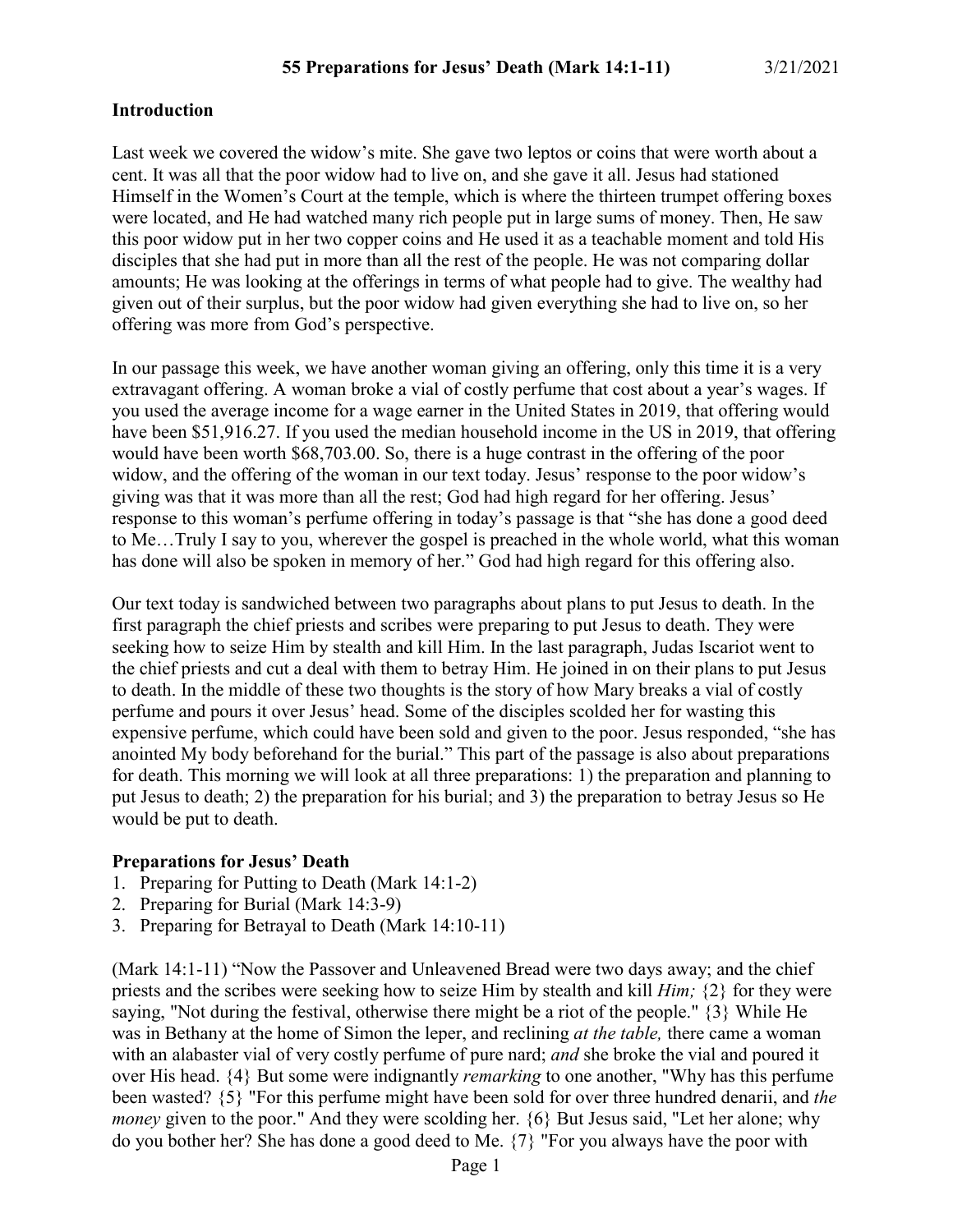## 55 Preparations for Jesus' Death (Mark 14:1-11) 3/21/2021

### Introduction

Last week we covered the widow's mite. She gave two leptos or coins that were worth about a cent. It was all that the poor widow had to live on, and she gave it all. Jesus had stationed Himself in the Women's Court at the temple, which is where the thirteen trumpet offering boxes were located, and He had watched many rich people put in large sums of money. Then, He saw this poor widow put in her two copper coins and He used it as a teachable moment and told His disciples that she had put in more than all the rest of the people. He was not comparing dollar amounts; He was looking at the offerings in terms of what people had to give. The wealthy had given out of their surplus, but the poor widow had given everything she had to live on, so her offering was more from God's perspective.

In our passage this week, we have another woman giving an offering, only this time it is a very extravagant offering. A woman broke a vial of costly perfume that cost about a year's wages. If you used the average income for a wage earner in the United States in 2019, that offering would have been $51,916.27. If you used the median household income in the US in 2019, that offering would have been worth $68,703.00. So, there is a huge contrast in the offering of the poor widow, and the offering of the woman in our text today. Jesus' response to the poor widow's giving was that it was more than all the rest; God had high regard for her offering. Jesus' response to this woman's perfume offering in today's passage is that "she has done a good deed to Me…Truly I say to you, wherever the gospel is preached in the whole world, what this woman has done will also be spoken in memory of her." God had high regard for this offering also.

Our text today is sandwiched between two paragraphs about plans to put Jesus to death. In the first paragraph the chief priests and scribes were preparing to put Jesus to death. They were seeking how to seize Him by stealth and kill Him. In the last paragraph, Judas Iscariot went to the chief priests and cut a deal with them to betray Him. He joined in on their plans to put Jesus to death. In the middle of these two thoughts is the story of how Mary breaks a vial of costly perfume and pours it over Jesus' head. Some of the disciples scolded her for wasting this expensive perfume, which could have been sold and given to the poor. Jesus responded, "she has anointed My body beforehand for the burial." This part of the passage is also about preparations for death. This morning we will look at all three preparations: 1) the preparation and planning to put Jesus to death; 2) the preparation for his burial; and 3) the preparation to betray Jesus so He would be put to death.

### Preparations for Jesus' Death

1. Preparing for Putting to Death (Mark 14:1-2)
2. Preparing for Burial (Mark 14:3-9)
3. Preparing for Betrayal to Death (Mark 14:10-11)

(Mark 14:1-11) "Now the Passover and Unleavened Bread were two days away; and the chief priests and the scribes were seeking how to seize Him by stealth and kill *Him;* {2} for they were saying, "Not during the festival, otherwise there might be a riot of the people." {3} While He was in Bethany at the home of Simon the leper, and reclining *at the table,* there came a woman with an alabaster vial of very costly perfume of pure nard; *and* she broke the vial and poured it over His head. {4} But some were indignantly *remarking* to one another, "Why has this perfume been wasted? {5} "For this perfume might have been sold for over three hundred denarii, and *the money* given to the poor." And they were scolding her. {6} But Jesus said, "Let her alone; why do you bother her? She has done a good deed to Me. {7} "For you always have the poor with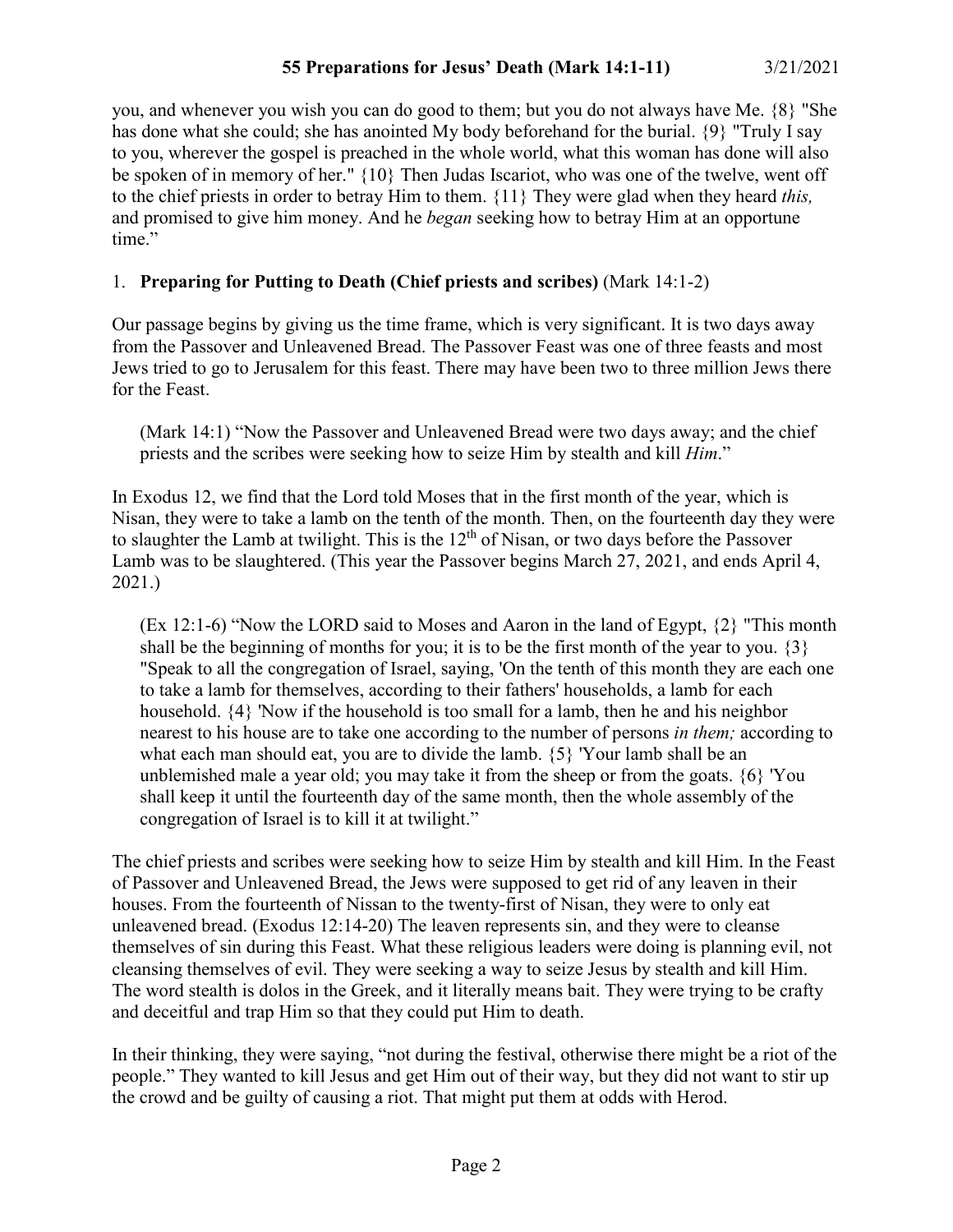you, and whenever you wish you can do good to them; but you do not always have Me. {8} "She has done what she could; she has anointed My body beforehand for the burial. {9} "Truly I say to you, wherever the gospel is preached in the whole world, what this woman has done will also be spoken of in memory of her." {10} Then Judas Iscariot, who was one of the twelve, went off to the chief priests in order to betray Him to them. {11} They were glad when they heard *this,* and promised to give him money. And he *began* seeking how to betray Him at an opportune time."

1. **Preparing for Putting to Death (Chief priests and scribes)** (Mark 14:1-2)

Our passage begins by giving us the time frame, which is very significant. It is two days away from the Passover and Unleavened Bread. The Passover Feast was one of three feasts and most Jews tried to go to Jerusalem for this feast. There may have been two to three million Jews there for the Feast.

> (Mark 14:1) "Now the Passover and Unleavened Bread were two days away; and the chief priests and the scribes were seeking how to seize Him by stealth and kill *Him*."

In Exodus 12, we find that the Lord told Moses that in the first month of the year, which is Nisan, they were to take a lamb on the tenth of the month. Then, on the fourteenth day they were to slaughter the Lamb at twilight. This is the 12th of Nisan, or two days before the Passover Lamb was to be slaughtered. (This year the Passover begins March 27, 2021, and ends April 4, 2021.)

> (Ex 12:1-6) "Now the LORD said to Moses and Aaron in the land of Egypt, {2} "This month shall be the beginning of months for you; it is to be the first month of the year to you. {3} "Speak to all the congregation of Israel, saying, 'On the tenth of this month they are each one to take a lamb for themselves, according to their fathers' households, a lamb for each household. {4} 'Now if the household is too small for a lamb, then he and his neighbor nearest to his house are to take one according to the number of persons *in them;* according to what each man should eat, you are to divide the lamb. {5} 'Your lamb shall be an unblemished male a year old; you may take it from the sheep or from the goats. {6} 'You shall keep it until the fourteenth day of the same month, then the whole assembly of the congregation of Israel is to kill it at twilight."

The chief priests and scribes were seeking how to seize Him by stealth and kill Him. In the Feast of Passover and Unleavened Bread, the Jews were supposed to get rid of any leaven in their houses. From the fourteenth of Nissan to the twenty-first of Nisan, they were to only eat unleavened bread. (Exodus 12:14-20) The leaven represents sin, and they were to cleanse themselves of sin during this Feast. What these religious leaders were doing is planning evil, not cleansing themselves of evil. They were seeking a way to seize Jesus by stealth and kill Him. The word stealth is dolos in the Greek, and it literally means bait. They were trying to be crafty and deceitful and trap Him so that they could put Him to death.

In their thinking, they were saying, "not during the festival, otherwise there might be a riot of the people." They wanted to kill Jesus and get Him out of their way, but they did not want to stir up the crowd and be guilty of causing a riot. That might put them at odds with Herod.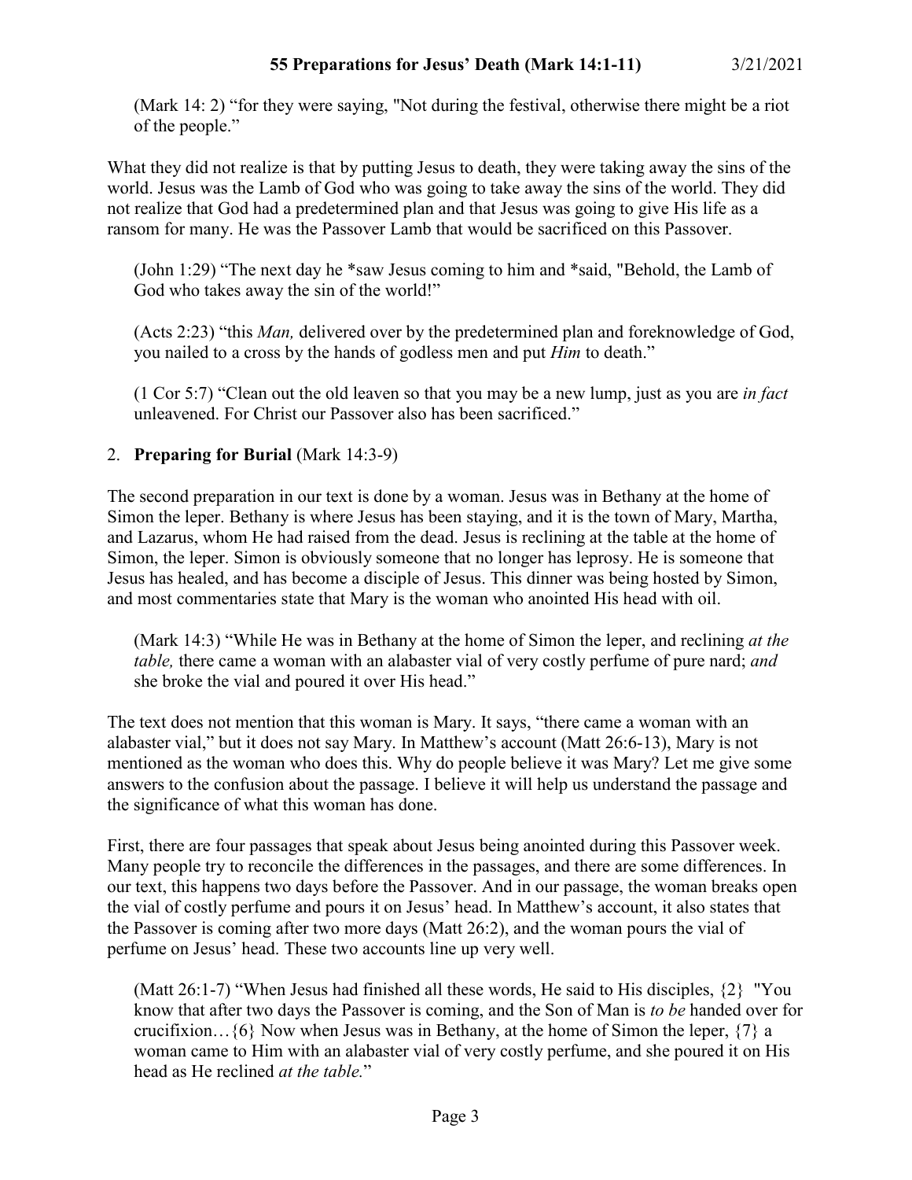(Mark 14: 2) “for they were saying, "Not during the festival, otherwise there might be a riot of the people.”

What they did not realize is that by putting Jesus to death, they were taking away the sins of the world. Jesus was the Lamb of God who was going to take away the sins of the world. They did not realize that God had a predetermined plan and that Jesus was going to give His life as a ransom for many. He was the Passover Lamb that would be sacrificed on this Passover.

(John 1:29) “The next day he *saw Jesus coming to him and *said, "Behold, the Lamb of God who takes away the sin of the world!”

(Acts 2:23) “this *Man,* delivered over by the predetermined plan and foreknowledge of God, you nailed to a cross by the hands of godless men and put *Him* to death.”

(1 Cor 5:7) “Clean out the old leaven so that you may be a new lump, just as you are *in fact* unleavened. For Christ our Passover also has been sacrificed.”

2. **Preparing for Burial** (Mark 14:3-9)

The second preparation in our text is done by a woman. Jesus was in Bethany at the home of Simon the leper. Bethany is where Jesus has been staying, and it is the town of Mary, Martha, and Lazarus, whom He had raised from the dead. Jesus is reclining at the table at the home of Simon, the leper. Simon is obviously someone that no longer has leprosy. He is someone that Jesus has healed, and has become a disciple of Jesus. This dinner was being hosted by Simon, and most commentaries state that Mary is the woman who anointed His head with oil.

(Mark 14:3) “While He was in Bethany at the home of Simon the leper, and reclining *at the table,* there came a woman with an alabaster vial of very costly perfume of pure nard; *and* she broke the vial and poured it over His head.”

The text does not mention that this woman is Mary. It says, “there came a woman with an alabaster vial,” but it does not say Mary. In Matthew’s account (Matt 26:6-13), Mary is not mentioned as the woman who does this. Why do people believe it was Mary? Let me give some answers to the confusion about the passage. I believe it will help us understand the passage and the significance of what this woman has done.

First, there are four passages that speak about Jesus being anointed during this Passover week. Many people try to reconcile the differences in the passages, and there are some differences. In our text, this happens two days before the Passover. And in our passage, the woman breaks open the vial of costly perfume and pours it on Jesus’ head. In Matthew’s account, it also states that the Passover is coming after two more days (Matt 26:2), and the woman pours the vial of perfume on Jesus’ head. These two accounts line up very well.

(Matt 26:1-7) “When Jesus had finished all these words, He said to His disciples, {2} "You know that after two days the Passover is coming, and the Son of Man is *to be* handed over for crucifixion…{6} Now when Jesus was in Bethany, at the home of Simon the leper, {7} a woman came to Him with an alabaster vial of very costly perfume, and she poured it on His head as He reclined *at the table.*”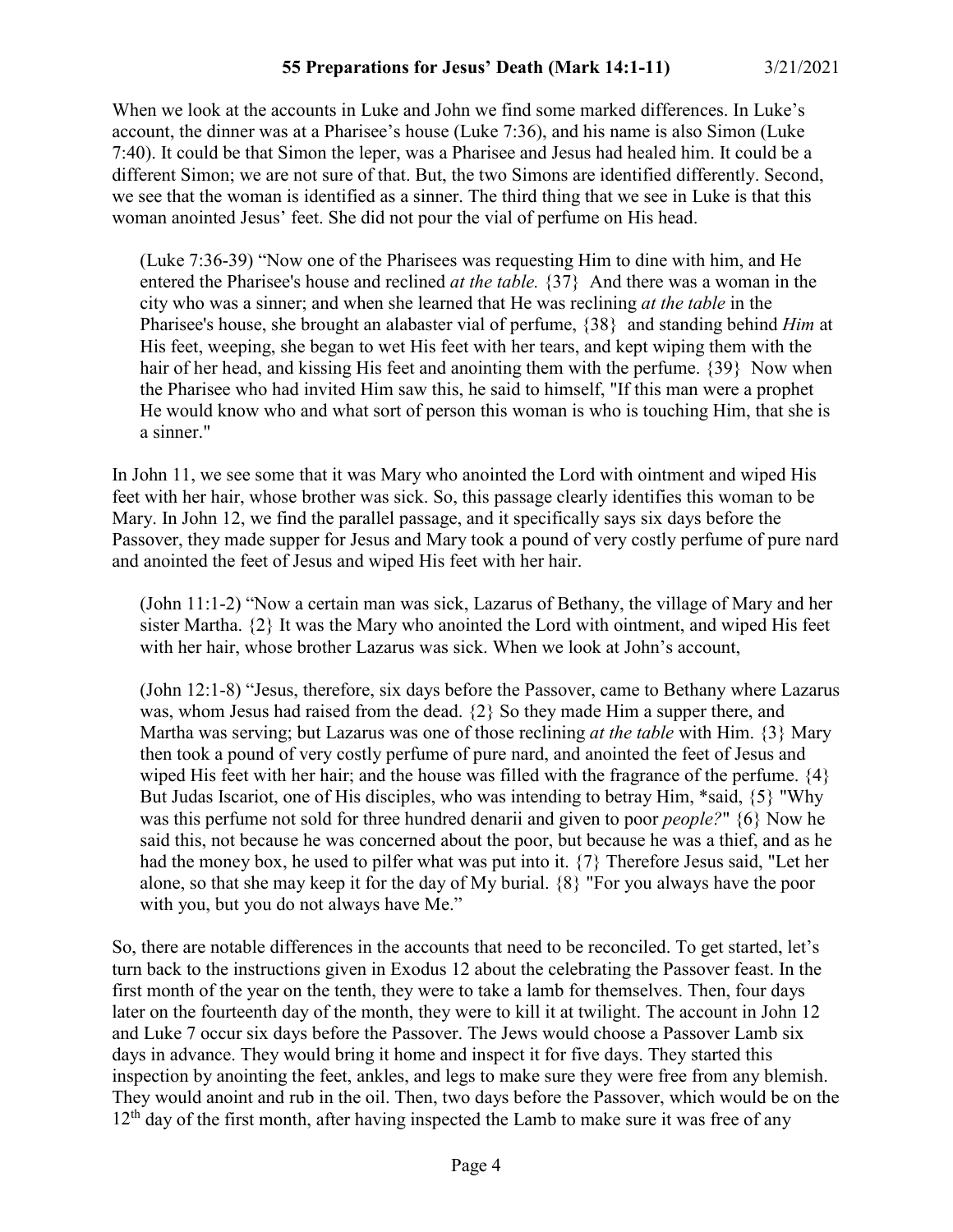When we look at the accounts in Luke and John we find some marked differences. In Luke's account, the dinner was at a Pharisee's house (Luke 7:36), and his name is also Simon (Luke 7:40). It could be that Simon the leper, was a Pharisee and Jesus had healed him. It could be a different Simon; we are not sure of that. But, the two Simons are identified differently. Second, we see that the woman is identified as a sinner. The third thing that we see in Luke is that this woman anointed Jesus' feet. She did not pour the vial of perfume on His head.

> (Luke 7:36-39) "Now one of the Pharisees was requesting Him to dine with him, and He entered the Pharisee's house and reclined *at the table.* {37} And there was a woman in the city who was a sinner; and when she learned that He was reclining *at the table* in the Pharisee's house, she brought an alabaster vial of perfume, {38} and standing behind *Him* at His feet, weeping, she began to wet His feet with her tears, and kept wiping them with the hair of her head, and kissing His feet and anointing them with the perfume. {39} Now when the Pharisee who had invited Him saw this, he said to himself, "If this man were a prophet He would know who and what sort of person this woman is who is touching Him, that she is a sinner."

In John 11, we see some that it was Mary who anointed the Lord with ointment and wiped His feet with her hair, whose brother was sick. So, this passage clearly identifies this woman to be Mary. In John 12, we find the parallel passage, and it specifically says six days before the Passover, they made supper for Jesus and Mary took a pound of very costly perfume of pure nard and anointed the feet of Jesus and wiped His feet with her hair.

> (John 11:1-2) "Now a certain man was sick, Lazarus of Bethany, the village of Mary and her sister Martha. {2} It was the Mary who anointed the Lord with ointment, and wiped His feet with her hair, whose brother Lazarus was sick. When we look at John's account,

> (John 12:1-8) "Jesus, therefore, six days before the Passover, came to Bethany where Lazarus was, whom Jesus had raised from the dead. {2} So they made Him a supper there, and Martha was serving; but Lazarus was one of those reclining *at the table* with Him. {3} Mary then took a pound of very costly perfume of pure nard, and anointed the feet of Jesus and wiped His feet with her hair; and the house was filled with the fragrance of the perfume. {4} But Judas Iscariot, one of His disciples, who was intending to betray Him, *said, {5} "Why was this perfume not sold for three hundred denarii and given to poor *people?*" {6} Now he said this, not because he was concerned about the poor, but because he was a thief, and as he had the money box, he used to pilfer what was put into it. {7} Therefore Jesus said, "Let her alone, so that she may keep it for the day of My burial. {8} "For you always have the poor with you, but you do not always have Me."

So, there are notable differences in the accounts that need to be reconciled. To get started, let's turn back to the instructions given in Exodus 12 about the celebrating the Passover feast. In the first month of the year on the tenth, they were to take a lamb for themselves. Then, four days later on the fourteenth day of the month, they were to kill it at twilight. The account in John 12 and Luke 7 occur six days before the Passover. The Jews would choose a Passover Lamb six days in advance. They would bring it home and inspect it for five days. They started this inspection by anointing the feet, ankles, and legs to make sure they were free from any blemish. They would anoint and rub in the oil. Then, two days before the Passover, which would be on the 12th day of the first month, after having inspected the Lamb to make sure it was free of any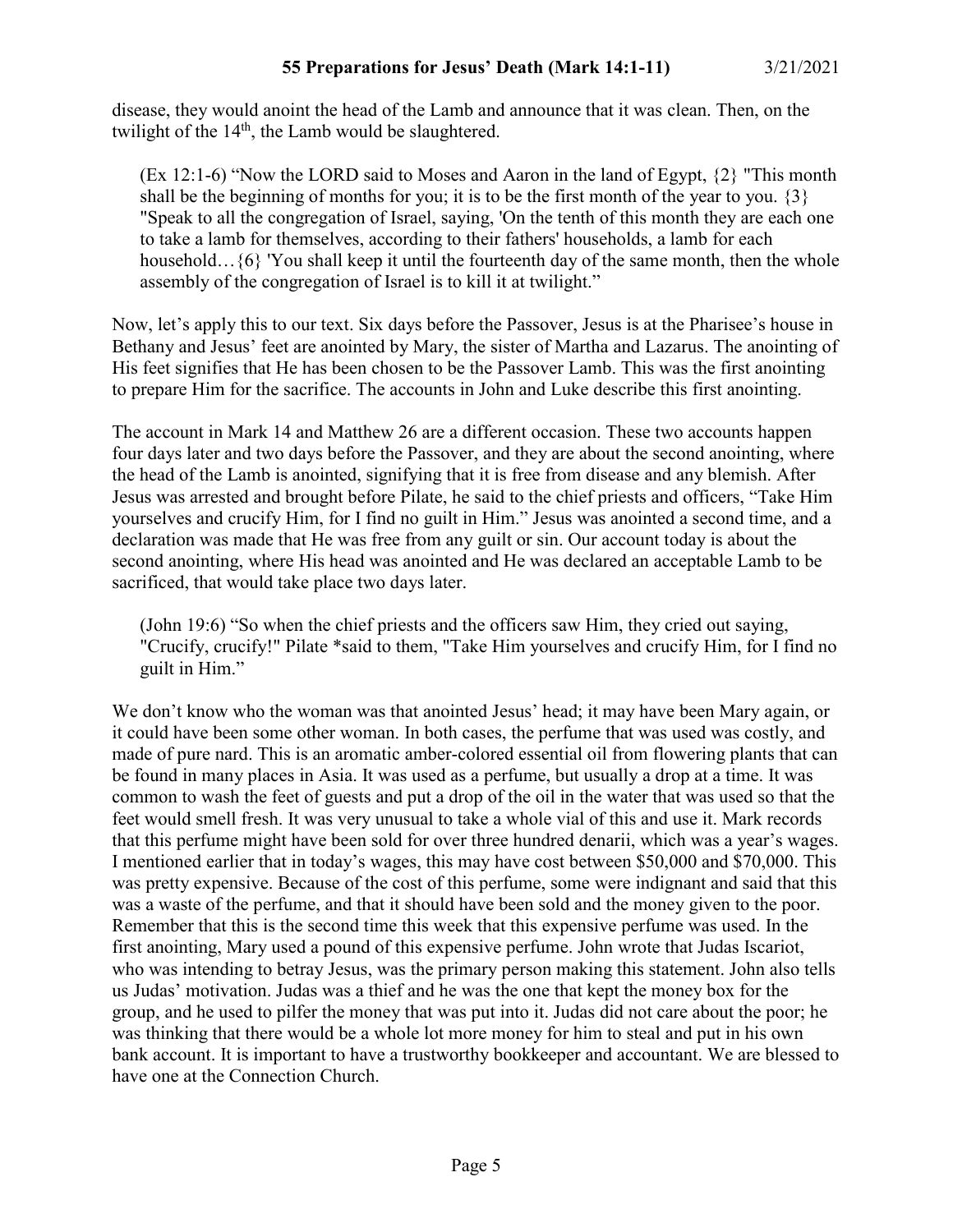disease, they would anoint the head of the Lamb and announce that it was clean. Then, on the twilight of the 14th, the Lamb would be slaughtered.

> (Ex 12:1-6) "Now the LORD said to Moses and Aaron in the land of Egypt, {2} "This month shall be the beginning of months for you; it is to be the first month of the year to you. {3} "Speak to all the congregation of Israel, saying, 'On the tenth of this month they are each one to take a lamb for themselves, according to their fathers' households, a lamb for each household…{6} 'You shall keep it until the fourteenth day of the same month, then the whole assembly of the congregation of Israel is to kill it at twilight."

Now, let's apply this to our text. Six days before the Passover, Jesus is at the Pharisee's house in Bethany and Jesus' feet are anointed by Mary, the sister of Martha and Lazarus. The anointing of His feet signifies that He has been chosen to be the Passover Lamb. This was the first anointing to prepare Him for the sacrifice. The accounts in John and Luke describe this first anointing.

The account in Mark 14 and Matthew 26 are a different occasion. These two accounts happen four days later and two days before the Passover, and they are about the second anointing, where the head of the Lamb is anointed, signifying that it is free from disease and any blemish. After Jesus was arrested and brought before Pilate, he said to the chief priests and officers, "Take Him yourselves and crucify Him, for I find no guilt in Him." Jesus was anointed a second time, and a declaration was made that He was free from any guilt or sin. Our account today is about the second anointing, where His head was anointed and He was declared an acceptable Lamb to be sacrificed, that would take place two days later.

> (John 19:6) "So when the chief priests and the officers saw Him, they cried out saying, "Crucify, crucify!" Pilate *said to them, "Take Him yourselves and crucify Him, for I find no guilt in Him."

We don't know who the woman was that anointed Jesus' head; it may have been Mary again, or it could have been some other woman. In both cases, the perfume that was used was costly, and made of pure nard. This is an aromatic amber-colored essential oil from flowering plants that can be found in many places in Asia. It was used as a perfume, but usually a drop at a time. It was common to wash the feet of guests and put a drop of the oil in the water that was used so that the feet would smell fresh. It was very unusual to take a whole vial of this and use it. Mark records that this perfume might have been sold for over three hundred denarii, which was a year's wages. I mentioned earlier that in today's wages, this may have cost between $50,000 and $70,000. This was pretty expensive. Because of the cost of this perfume, some were indignant and said that this was a waste of the perfume, and that it should have been sold and the money given to the poor. Remember that this is the second time this week that this expensive perfume was used. In the first anointing, Mary used a pound of this expensive perfume. John wrote that Judas Iscariot, who was intending to betray Jesus, was the primary person making this statement. John also tells us Judas' motivation. Judas was a thief and he was the one that kept the money box for the group, and he used to pilfer the money that was put into it. Judas did not care about the poor; he was thinking that there would be a whole lot more money for him to steal and put in his own bank account. It is important to have a trustworthy bookkeeper and accountant. We are blessed to have one at the Connection Church.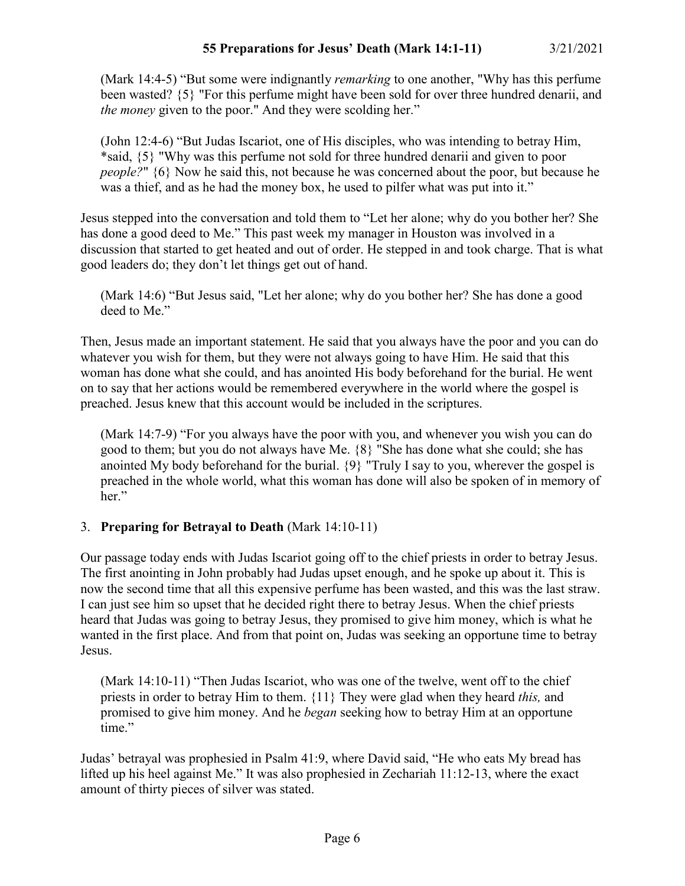(Mark 14:4-5) “But some were indignantly *remarking* to one another, "Why has this perfume been wasted? {5} "For this perfume might have been sold for over three hundred denarii, and *the money* given to the poor." And they were scolding her.”

(John 12:4-6) “But Judas Iscariot, one of His disciples, who was intending to betray Him, *said, {5} "Why was this perfume not sold for three hundred denarii and given to poor *people?*" {6} Now he said this, not because he was concerned about the poor, but because he was a thief, and as he had the money box, he used to pilfer what was put into it.”

Jesus stepped into the conversation and told them to “Let her alone; why do you bother her? She has done a good deed to Me.” This past week my manager in Houston was involved in a discussion that started to get heated and out of order. He stepped in and took charge. That is what good leaders do; they don’t let things get out of hand.

(Mark 14:6) “But Jesus said, "Let her alone; why do you bother her? She has done a good deed to Me.”

Then, Jesus made an important statement. He said that you always have the poor and you can do whatever you wish for them, but they were not always going to have Him. He said that this woman has done what she could, and has anointed His body beforehand for the burial. He went on to say that her actions would be remembered everywhere in the world where the gospel is preached. Jesus knew that this account would be included in the scriptures.

(Mark 14:7-9) “For you always have the poor with you, and whenever you wish you can do good to them; but you do not always have Me. {8} "She has done what she could; she has anointed My body beforehand for the burial. {9} "Truly I say to you, wherever the gospel is preached in the whole world, what this woman has done will also be spoken of in memory of her.”

3. **Preparing for Betrayal to Death** (Mark 14:10-11)

Our passage today ends with Judas Iscariot going off to the chief priests in order to betray Jesus. The first anointing in John probably had Judas upset enough, and he spoke up about it. This is now the second time that all this expensive perfume has been wasted, and this was the last straw. I can just see him so upset that he decided right there to betray Jesus. When the chief priests heard that Judas was going to betray Jesus, they promised to give him money, which is what he wanted in the first place. And from that point on, Judas was seeking an opportune time to betray Jesus.

(Mark 14:10-11) “Then Judas Iscariot, who was one of the twelve, went off to the chief priests in order to betray Him to them. {11} They were glad when they heard *this,* and promised to give him money. And he *began* seeking how to betray Him at an opportune time.”

Judas’ betrayal was prophesied in Psalm 41:9, where David said, “He who eats My bread has lifted up his heel against Me.” It was also prophesied in Zechariah 11:12-13, where the exact amount of thirty pieces of silver was stated.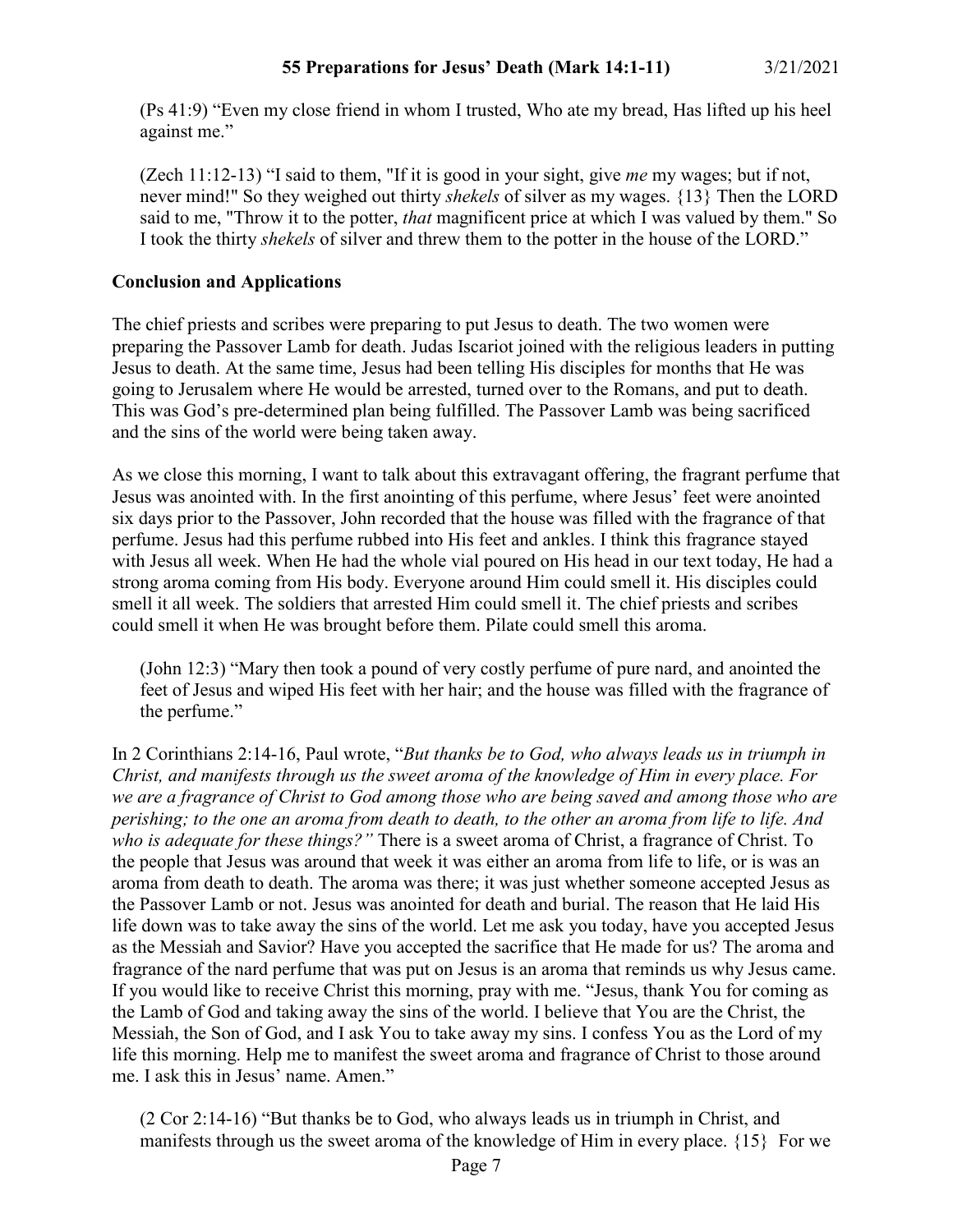(Ps 41:9) "Even my close friend in whom I trusted, Who ate my bread, Has lifted up his heel against me."

(Zech 11:12-13) "I said to them, "If it is good in your sight, give *me* my wages; but if not, never mind!" So they weighed out thirty *shekels* of silver as my wages. {13} Then the LORD said to me, "Throw it to the potter, *that* magnificent price at which I was valued by them." So I took the thirty *shekels* of silver and threw them to the potter in the house of the LORD."

**Conclusion and Applications**

The chief priests and scribes were preparing to put Jesus to death. The two women were preparing the Passover Lamb for death. Judas Iscariot joined with the religious leaders in putting Jesus to death. At the same time, Jesus had been telling His disciples for months that He was going to Jerusalem where He would be arrested, turned over to the Romans, and put to death. This was God's pre-determined plan being fulfilled. The Passover Lamb was being sacrificed and the sins of the world were being taken away.

As we close this morning, I want to talk about this extravagant offering, the fragrant perfume that Jesus was anointed with. In the first anointing of this perfume, where Jesus' feet were anointed six days prior to the Passover, John recorded that the house was filled with the fragrance of that perfume. Jesus had this perfume rubbed into His feet and ankles. I think this fragrance stayed with Jesus all week. When He had the whole vial poured on His head in our text today, He had a strong aroma coming from His body. Everyone around Him could smell it. His disciples could smell it all week. The soldiers that arrested Him could smell it. The chief priests and scribes could smell it when He was brought before them. Pilate could smell this aroma.

(John 12:3) "Mary then took a pound of very costly perfume of pure nard, and anointed the feet of Jesus and wiped His feet with her hair; and the house was filled with the fragrance of the perfume."

In 2 Corinthians 2:14-16, Paul wrote, "*But thanks be to God, who always leads us in triumph in Christ, and manifests through us the sweet aroma of the knowledge of Him in every place. For we are a fragrance of Christ to God among those who are being saved and among those who are perishing; to the one an aroma from death to death, to the other an aroma from life to life. And who is adequate for these things?"* There is a sweet aroma of Christ, a fragrance of Christ. To the people that Jesus was around that week it was either an aroma from life to life, or is was an aroma from death to death. The aroma was there; it was just whether someone accepted Jesus as the Passover Lamb or not. Jesus was anointed for death and burial. The reason that He laid His life down was to take away the sins of the world. Let me ask you today, have you accepted Jesus as the Messiah and Savior? Have you accepted the sacrifice that He made for us? The aroma and fragrance of the nard perfume that was put on Jesus is an aroma that reminds us why Jesus came. If you would like to receive Christ this morning, pray with me. "Jesus, thank You for coming as the Lamb of God and taking away the sins of the world. I believe that You are the Christ, the Messiah, the Son of God, and I ask You to take away my sins. I confess You as the Lord of my life this morning. Help me to manifest the sweet aroma and fragrance of Christ to those around me. I ask this in Jesus' name. Amen."

(2 Cor 2:14-16) "But thanks be to God, who always leads us in triumph in Christ, and manifests through us the sweet aroma of the knowledge of Him in every place. {15} For we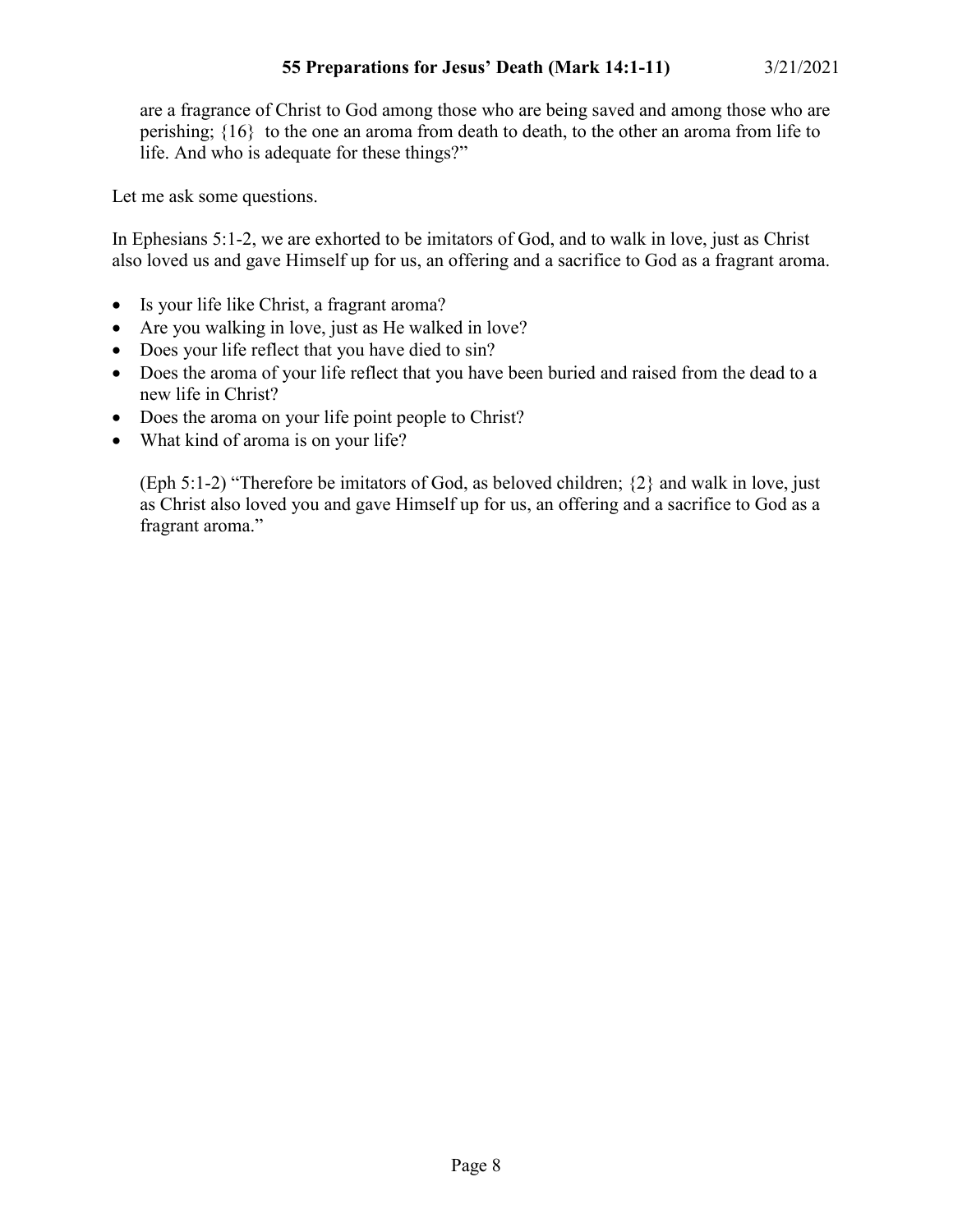are a fragrance of Christ to God among those who are being saved and among those who are perishing; {16} to the one an aroma from death to death, to the other an aroma from life to life. And who is adequate for these things?"

Let me ask some questions.

In Ephesians 5:1-2, we are exhorted to be imitators of God, and to walk in love, just as Christ also loved us and gave Himself up for us, an offering and a sacrifice to God as a fragrant aroma.

- Is your life like Christ, a fragrant aroma?
- Are you walking in love, just as He walked in love?
- Does your life reflect that you have died to sin?
- Does the aroma of your life reflect that you have been buried and raised from the dead to a new life in Christ?
- Does the aroma on your life point people to Christ?
- What kind of aroma is on your life?

(Eph 5:1-2) "Therefore be imitators of God, as beloved children; {2} and walk in love, just as Christ also loved you and gave Himself up for us, an offering and a sacrifice to God as a fragrant aroma."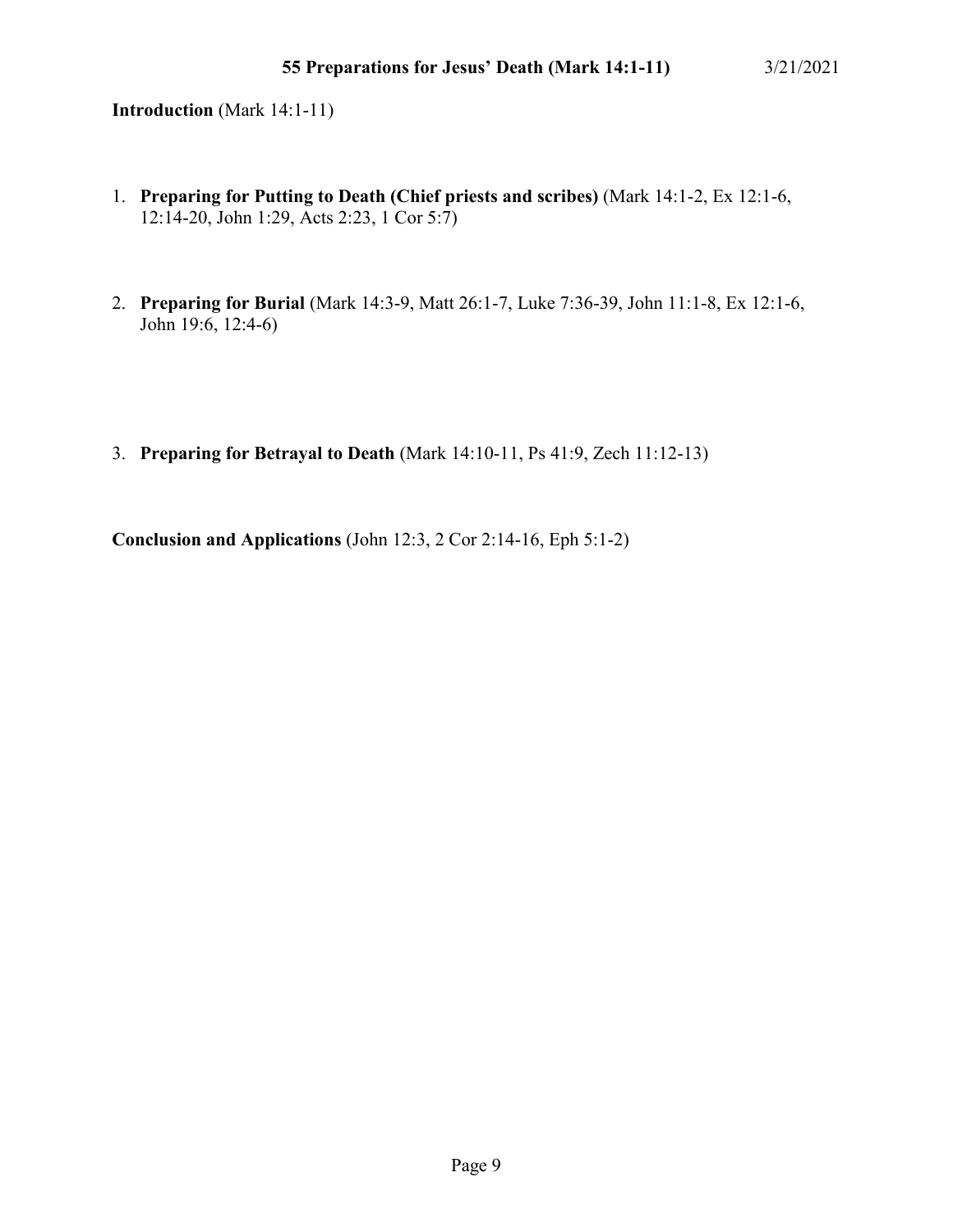# 55 Preparations for Jesus' Death (Mark 14:1-11) 3/21/2021

**Introduction** (Mark 14:1-11)

1. **Preparing for Putting to Death (Chief priests and scribes)** (Mark 14:1-2, Ex 12:1-6, 12:14-20, John 1:29, Acts 2:23, 1 Cor 5:7)

2. **Preparing for Burial** (Mark 14:3-9, Matt 26:1-7, Luke 7:36-39, John 11:1-8, Ex 12:1-6, John 19:6, 12:4-6)

3. **Preparing for Betrayal to Death** (Mark 14:10-11, Ps 41:9, Zech 11:12-13)

**Conclusion and Applications** (John 12:3, 2 Cor 2:14-16, Eph 5:1-2)